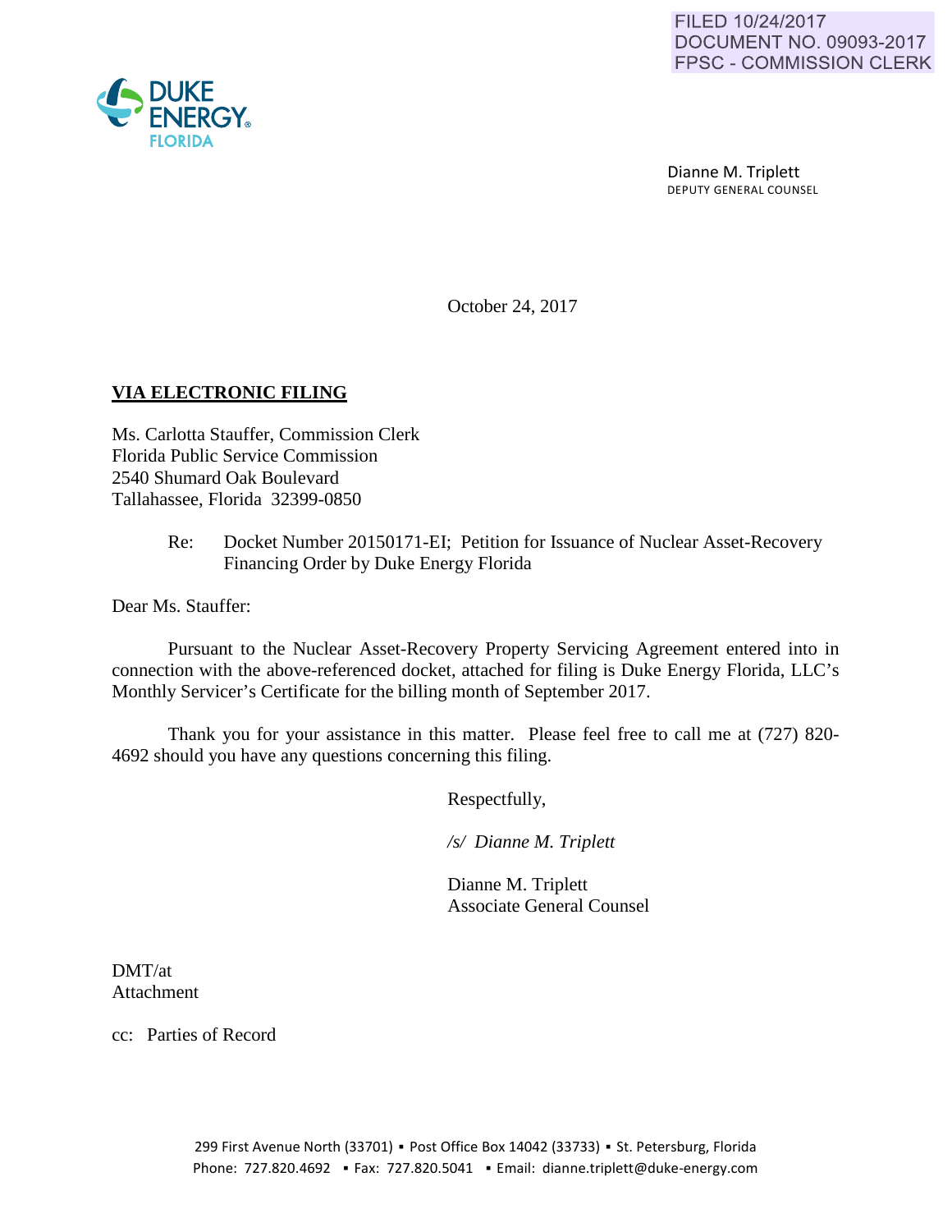FILED 10/24/2017
DOCUMENT NO. 09093-2017
FPSC - COMMISSION CLERK

DUKE ENERGY FLORIDA

Dianne M. Triplett
DEPUTY GENERAL COUNSEL

October 24, 2017

**VIA ELECTRONIC FILING**

Ms. Carlotta Stauffer, Commission Clerk
Florida Public Service Commission
2540 Shumard Oak Boulevard
Tallahassee, Florida 32399-0850

Re: Docket Number 20150171-EI; Petition for Issuance of Nuclear Asset-Recovery Financing Order by Duke Energy Florida

Dear Ms. Stauffer:

Pursuant to the Nuclear Asset-Recovery Property Servicing Agreement entered into in connection with the above-referenced docket, attached for filing is Duke Energy Florida, LLC's Monthly Servicer's Certificate for the billing month of September 2017.

Thank you for your assistance in this matter. Please feel free to call me at (727) 820-4692 should you have any questions concerning this filing.

Respectfully,

*/s/ Dianne M. Triplett*

Dianne M. Triplett
Associate General Counsel

DMT/at
Attachment

cc: Parties of Record

299 First Avenue North (33701) ▪ Post Office Box 14042 (33733) ▪ St. Petersburg, Florida
Phone: 727.820.4692 ▪ Fax: 727.820.5041 ▪ Email: dianne.triplett@duke-energy.com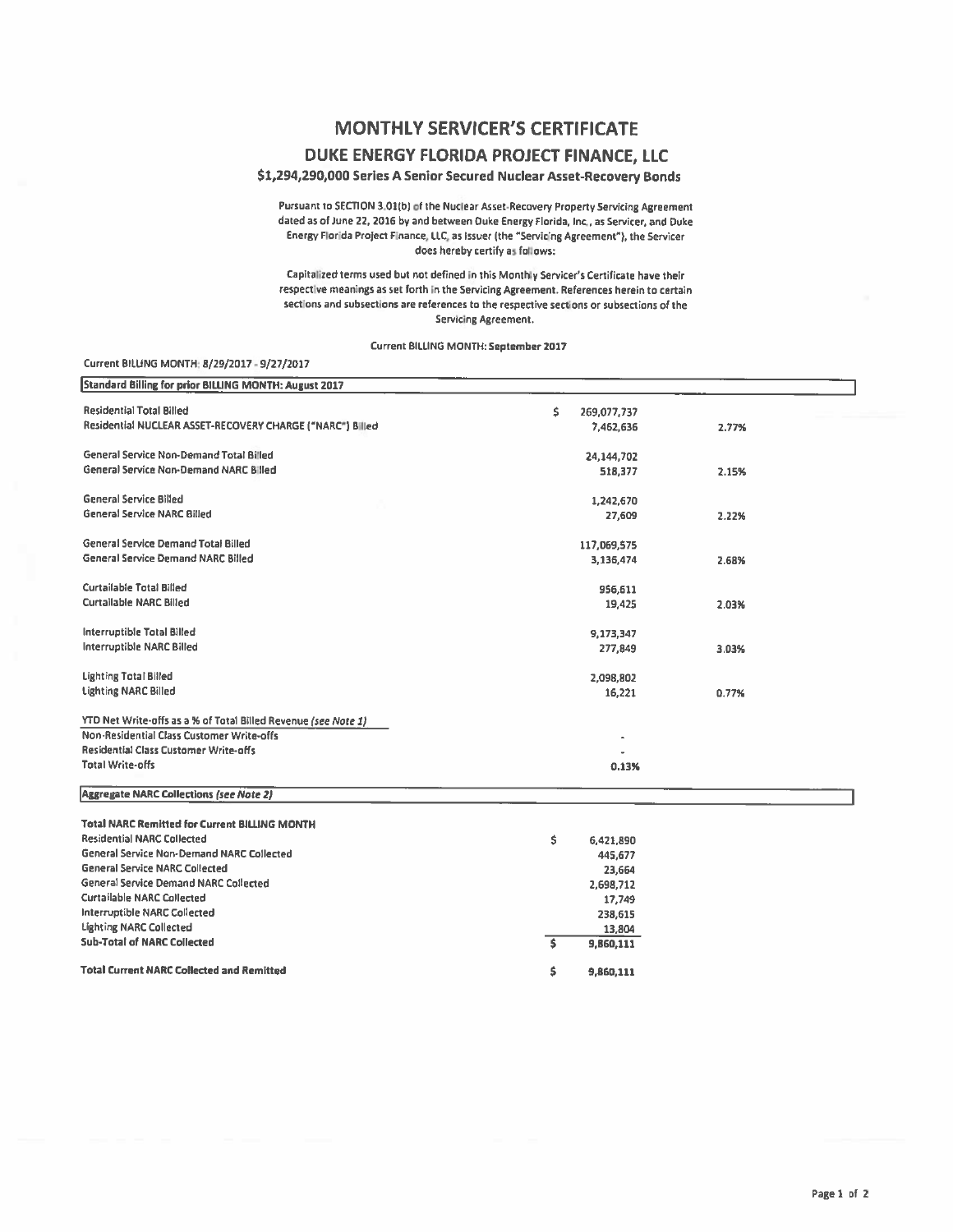# MONTHLY SERVICER'S CERTIFICATE

## DUKE ENERGY FLORIDA PROJECT FINANCE, LLC

### $1,294,290,000 Series A Senior Secured Nuclear Asset-Recovery Bonds

Pursuant to SECTION 3.01(b) of the Nuclear Asset-Recovery Property Servicing Agreement dated as of June 22, 2016 by and between Duke Energy Florida, Inc., as Servicer, and Duke Energy Florida Project Finance, LLC, as Issuer (the "Servicing Agreement"), the Servicer does hereby certify as follows:

Capitalized terms used but not defined in this Monthly Servicer's Certificate have their respective meanings as set forth in the Servicing Agreement. References herein to certain sections and subsections are references to the respective sections or subsections of the Servicing Agreement.

Current BILLING MONTH: September 2017

Current BILLING MONTH: 8/29/2017 - 9/27/2017

| Standard Billing for prior BILLING MONTH: August 2017 | | |
|---|---|---|
| Residential Total Billed | $ 269,077,737 | |
| Residential NUCLEAR ASSET-RECOVERY CHARGE ("NARC") Billed | 7,462,636 | 2.77% |
| General Service Non-Demand Total Billed | 24,144,702 | |
| General Service Non-Demand NARC Billed | 518,377 | 2.15% |
| General Service Billed | 1,242,670 | |
| General Service NARC Billed | 27,609 | 2.22% |
| General Service Demand Total Billed | 117,069,575 | |
| General Service Demand NARC Billed | 3,136,474 | 2.68% |
| Curtailable Total Billed | 956,611 | |
| Curtailable NARC Billed | 19,425 | 2.03% |
| Interruptible Total Billed | 9,173,347 | |
| Interruptible NARC Billed | 277,849 | 3.03% |
| Lighting Total Billed | 2,098,802 | |
| Lighting NARC Billed | 16,221 | 0.77% |
| YTD Net Write-offs as a % of Total Billed Revenue *(see Note 1)* | | |
| Non-Residential Class Customer Write-offs | - | |
| Residential Class Customer Write-offs | - | |
| Total Write-offs | 0.13% | |

| Aggregate NARC Collections *(see Note 2)* | |
|---|---|
| **Total NARC Remitted for Current BILLING MONTH** | |
| Residential NARC Collected | $ 6,421,890 |
| General Service Non-Demand NARC Collected | 445,677 |
| General Service NARC Collected | 23,664 |
| General Service Demand NARC Collected | 2,698,712 |
| Curtailable NARC Collected | 17,749 |
| Interruptible NARC Collected | 238,615 |
| Lighting NARC Collected | 13,804 |
| Sub-Total of NARC Collected | $ 9,860,111 |
| **Total Current NARC Collected and Remitted** | $ 9,860,111 |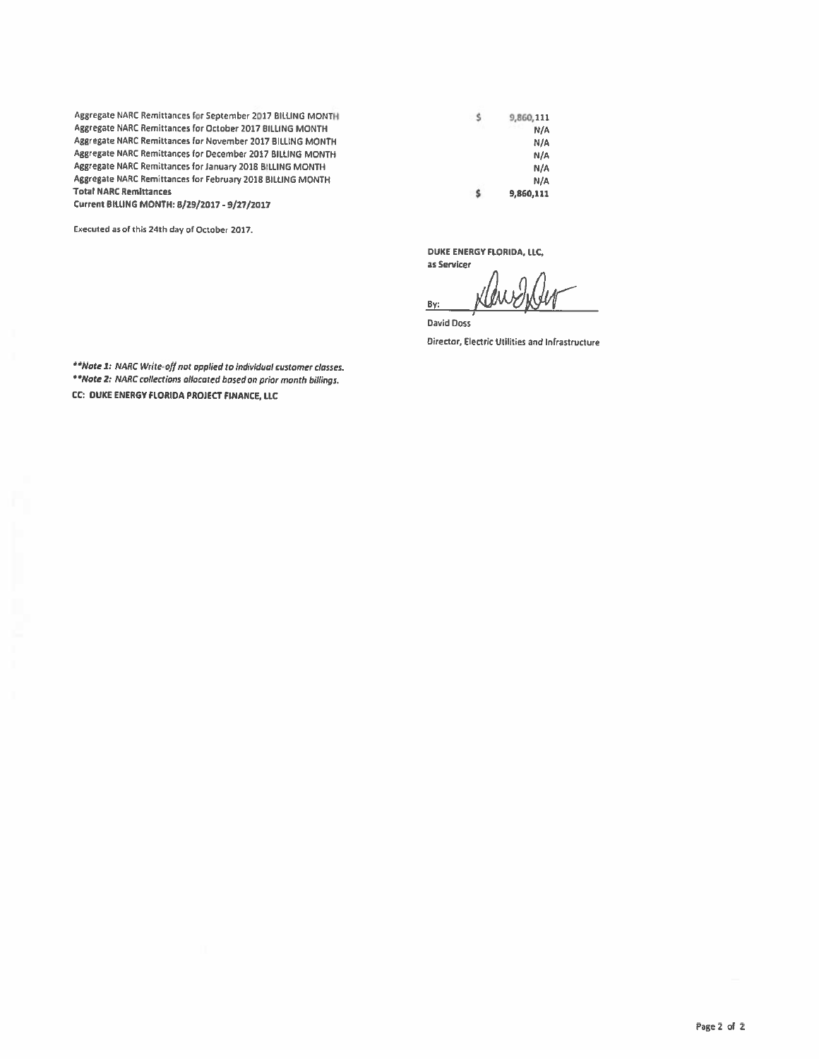| | | |
|---|---|---|
| Aggregate NARC Remittances for September 2017 BILLING MONTH | $ | 9,860,111 |
| Aggregate NARC Remittances for October 2017 BILLING MONTH | | N/A |
| Aggregate NARC Remittances for November 2017 BILLING MONTH | | N/A |
| Aggregate NARC Remittances for December 2017 BILLING MONTH | | N/A |
| Aggregate NARC Remittances for January 2018 BILLING MONTH | | N/A |
| Aggregate NARC Remittances for February 2018 BILLING MONTH | | N/A |
| **Total NARC Remittances** | **$** | **9,860,111** |
| **Current BILLING MONTH: 8/29/2017 - 9/27/2017** | | |

Executed as of this 24th day of October 2017.

**DUKE ENERGY FLORIDA, LLC,**
**as Servicer**

By: ______________________

David Doss

Director, Electric Utilities and Infrastructure

***\*Note 1:** NARC Write-off not applied to individual customer classes.*

***\*Note 2:** NARC collections allocated based on prior month billings.*

**CC: DUKE ENERGY FLORIDA PROJECT FINANCE, LLC**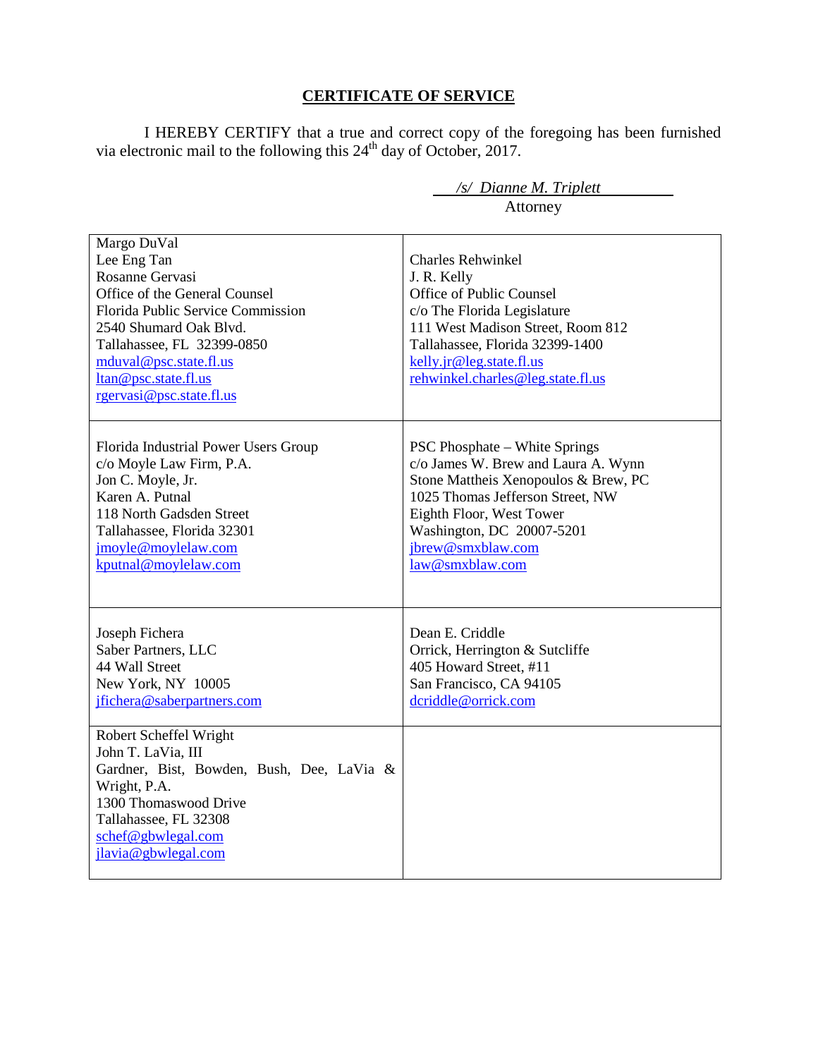## CERTIFICATE OF SERVICE

I HEREBY CERTIFY that a true and correct copy of the foregoing has been furnished via electronic mail to the following this 24th day of October, 2017.

*/s/ Dianne M. Triplett*
Attorney

| | |
|---|---|
| Margo DuVal<br>Lee Eng Tan<br>Rosanne Gervasi<br>Office of the General Counsel<br>Florida Public Service Commission<br>2540 Shumard Oak Blvd.<br>Tallahassee, FL 32399-0850<br>mduval@psc.state.fl.us<br>ltan@psc.state.fl.us<br>rgervasi@psc.state.fl.us | Charles Rehwinkel<br>J. R. Kelly<br>Office of Public Counsel<br>c/o The Florida Legislature<br>111 West Madison Street, Room 812<br>Tallahassee, Florida 32399-1400<br>kelly.jr@leg.state.fl.us<br>rehwinkel.charles@leg.state.fl.us |
| Florida Industrial Power Users Group<br>c/o Moyle Law Firm, P.A.<br>Jon C. Moyle, Jr.<br>Karen A. Putnal<br>118 North Gadsden Street<br>Tallahassee, Florida 32301<br>jmoyle@moylelaw.com<br>kputnal@moylelaw.com | PSC Phosphate – White Springs<br>c/o James W. Brew and Laura A. Wynn<br>Stone Mattheis Xenopoulos & Brew, PC<br>1025 Thomas Jefferson Street, NW<br>Eighth Floor, West Tower<br>Washington, DC 20007-5201<br>jbrew@smxblaw.com<br>law@smxblaw.com |
| Joseph Fichera<br>Saber Partners, LLC<br>44 Wall Street<br>New York, NY 10005<br>jfichera@saberpartners.com | Dean E. Criddle<br>Orrick, Herrington & Sutcliffe<br>405 Howard Street, #11<br>San Francisco, CA 94105<br>dcriddle@orrick.com |
| Robert Scheffel Wright<br>John T. LaVia, III<br>Gardner, Bist, Bowden, Bush, Dee, LaVia & Wright, P.A.<br>1300 Thomaswood Drive<br>Tallahassee, FL 32308<br>schef@gbwlegal.com<br>jlavia@gbwlegal.com | |